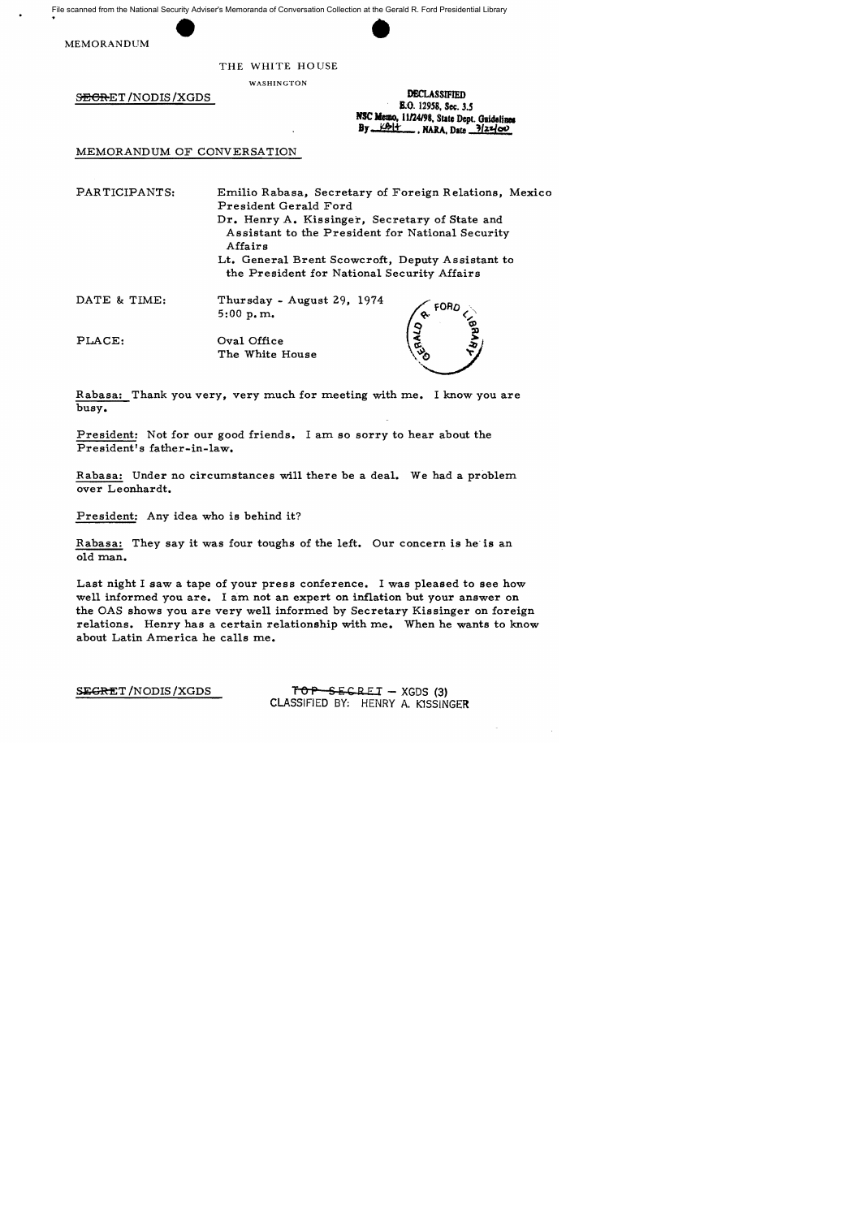MEMORANDUM

THE WHITE HOUSE

WASHINGTON

SECRET/NODIS/XGDS

DECLASSIFIED
E.O. 12958, Sec. 3.5
NSC Memo, 11/24/98, State Dept. Guidelines
By KBH, NARA, Date 3/22/00

MEMORANDUM OF CONVERSATION

| | |
|---|---|
| PARTICIPANTS: | Emilio Rabasa, Secretary of Foreign Relations, Mexico<br>President Gerald Ford<br>Dr. Henry A. Kissinger, Secretary of State and Assistant to the President for National Security Affairs<br>Lt. General Brent Scowcroft, Deputy Assistant to the President for National Security Affairs |
| DATE & TIME: | Thursday - August 29, 1974<br>5:00 p.m. |
| PLACE: | Oval Office<br>The White House |

Rabasa: Thank you very, very much for meeting with me. I know you are busy.

President: Not for our good friends. I am so sorry to hear about the President's father-in-law.

Rabasa: Under no circumstances will there be a deal. We had a problem over Leonhardt.

President: Any idea who is behind it?

Rabasa: They say it was four toughs of the left. Our concern is he is an old man.

Last night I saw a tape of your press conference. I was pleased to see how well informed you are. I am not an expert on inflation but your answer on the OAS shows you are very well informed by Secretary Kissinger on foreign relations. Henry has a certain relationship with me. When he wants to know about Latin America he calls me.

SECRET/NODIS/XGDS

~~TOP SECRET~~ – XGDS (3)
CLASSIFIED BY: HENRY A. KISSINGER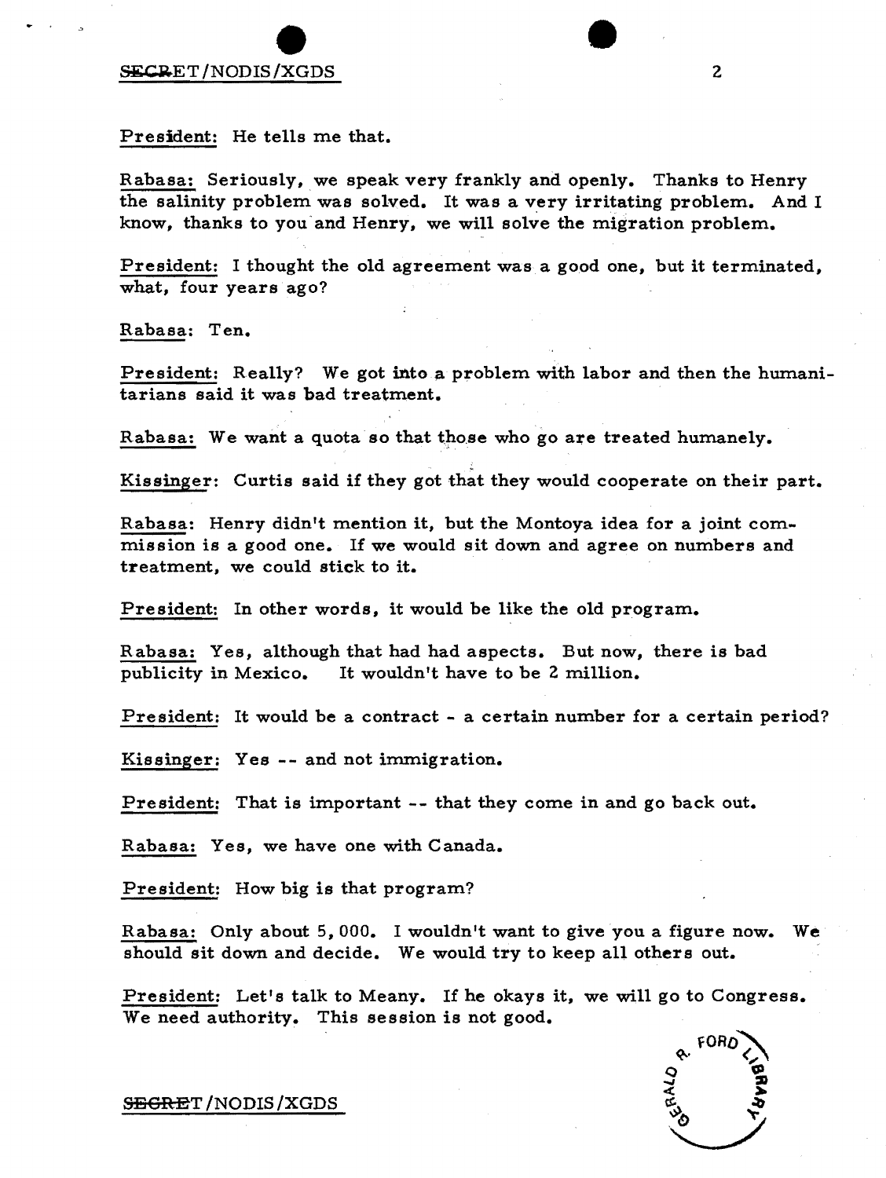President: He tells me that.

Rabasa: Seriously, we speak very frankly and openly. Thanks to Henry the salinity problem was solved. It was a very irritating problem. And I know, thanks to you and Henry, we will solve the migration problem.

President: I thought the old agreement was a good one, but it terminated, what, four years ago?

Rabasa: Ten.

President: Really? We got into a problem with labor and then the humanitarians said it was bad treatment.

Rabasa: We want a quota so that those who go are treated humanely.

Kissinger: Curtis said if they got that they would cooperate on their part.

Rabasa: Henry didn't mention it, but the Montoya idea for a joint commission is a good one. If we would sit down and agree on numbers and treatment, we could stick to it.

President: In other words, it would be like the old program.

Rabasa: Yes, although that had had aspects. But now, there is bad publicity in Mexico. It wouldn't have to be 2 million.

President: It would be a contract - a certain number for a certain period?

Kissinger: Yes -- and not immigration.

President: That is important -- that they come in and go back out.

Rabasa: Yes, we have one with Canada.

President: How big is that program?

Rabasa: Only about 5,000. I wouldn't want to give you a figure now. We should sit down and decide. We would try to keep all others out.

President: Let's talk to Meany. If he okays it, we will go to Congress. We need authority. This session is not good.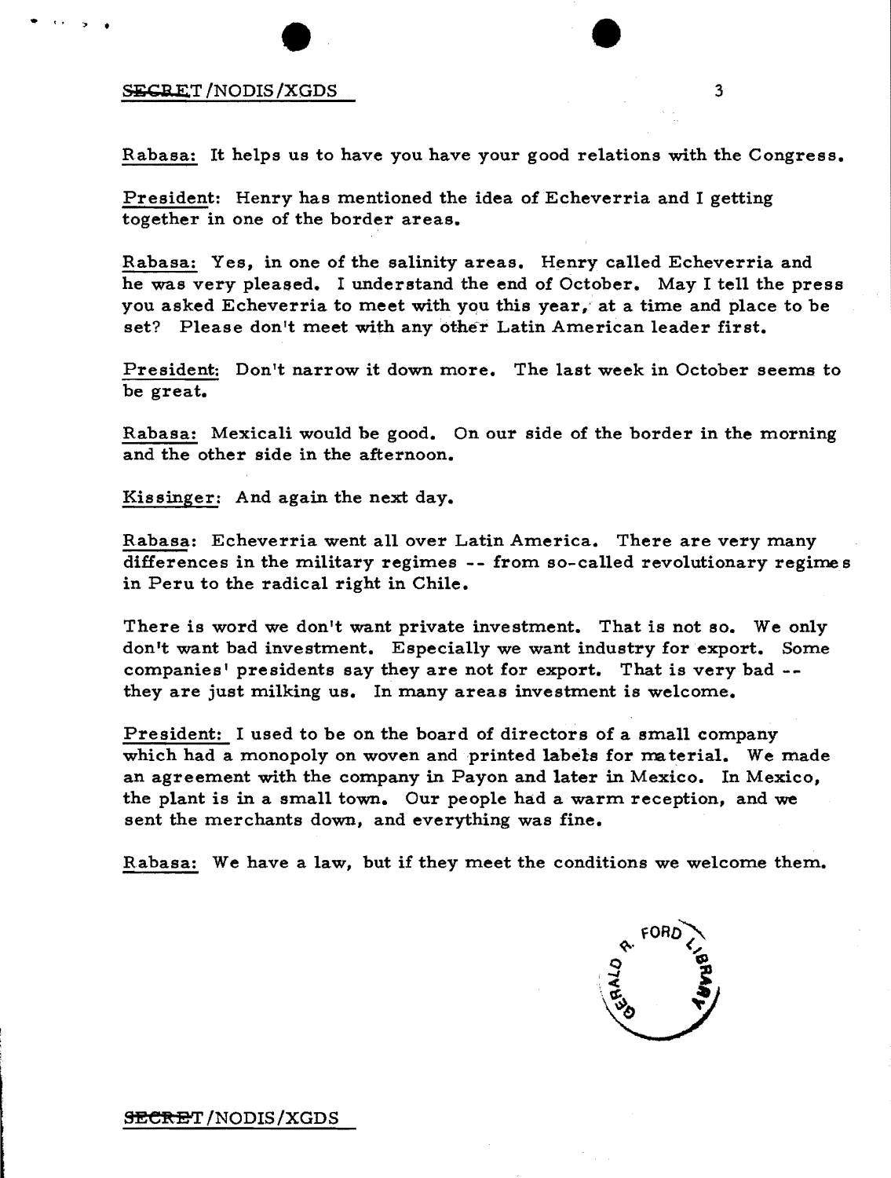Rabasa: It helps us to have you have your good relations with the Congress.

President: Henry has mentioned the idea of Echeverria and I getting together in one of the border areas.

Rabasa: Yes, in one of the salinity areas. Henry called Echeverria and he was very pleased. I understand the end of October. May I tell the press you asked Echeverria to meet with you this year, at a time and place to be set? Please don't meet with any other Latin American leader first.

President: Don't narrow it down more. The last week in October seems to be great.

Rabasa: Mexicali would be good. On our side of the border in the morning and the other side in the afternoon.

Kissinger: And again the next day.

Rabasa: Echeverria went all over Latin America. There are very many differences in the military regimes -- from so-called revolutionary regimes in Peru to the radical right in Chile.

There is word we don't want private investment. That is not so. We only don't want bad investment. Especially we want industry for export. Some companies' presidents say they are not for export. That is very bad -- they are just milking us. In many areas investment is welcome.

President: I used to be on the board of directors of a small company which had a monopoly on woven and printed labels for material. We made an agreement with the company in Payon and later in Mexico. In Mexico, the plant is in a small town. Our people had a warm reception, and we sent the merchants down, and everything was fine.

Rabasa: We have a law, but if they meet the conditions we welcome them.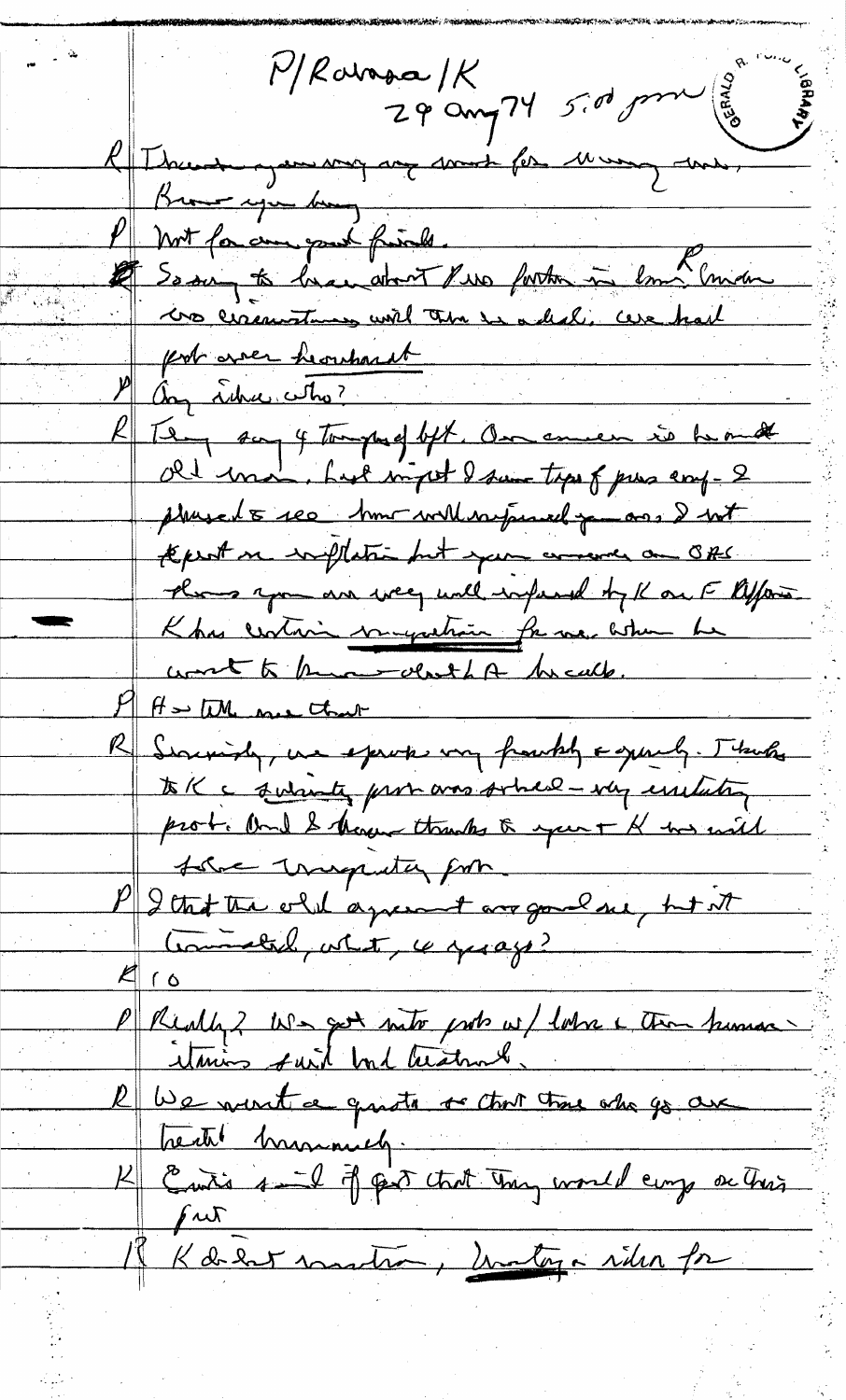P/Rabasa/K

29 Aug 74 5:00 pm

R Thank you very very much for [illegible]. Knew you busy.

P Not for our good friends.

R So sorry to hear about Pres [illegible] in [illegible] under [illegible] circumstances with [illegible]. We had [illegible] over [illegible]

P Any idea who?

R They say 4 Trotskyites of [illegible]. Our concern is he and old man. Last night I saw type of press conf - I pleased to see how well informed you are. I not expert on inflation but your answer on OAS shows you are very well informed by K on F Affairs. K has certain [illegible] for me. When he went to [illegible] about the A [illegible].

P He told me that

R Sincerely, we spoke very frankly & openly. Thanks to K & solidarity from our side - very irritating prob. And I hope thanks to you & K we will solve Irrigation prob.

P I that the old agreement was good one, but it terminated, what, 10 years ago?

K 10

P Really? We got into prob w/ labor & then humanitarians said bad treatment.

R We want a quota so that those who go are treated humanely.

K Ernie said if got that they would cooperate on this front

R K didn't mention, Irrigation idea for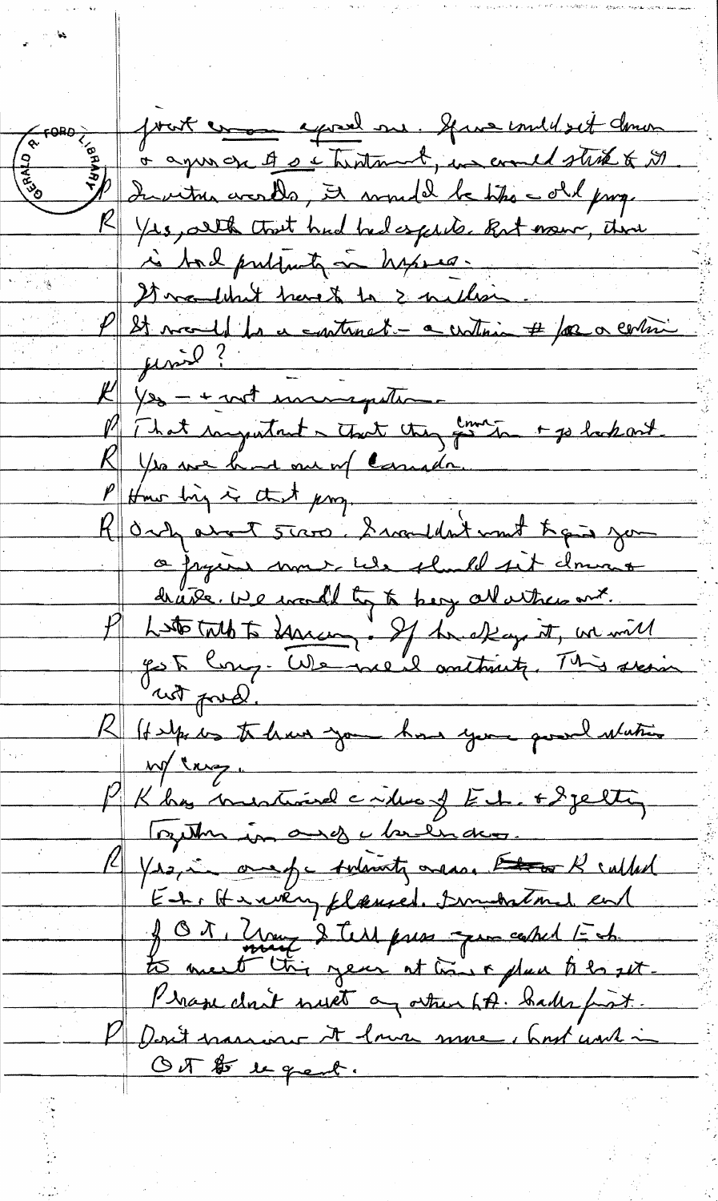front more agreed one. If we could set down a agreement of a treatment, we could stick to it. In other words, it would be like old prog.

R Yes, with that had bad aspects. But now, there is bad publicity in Angola.

It wouldn't have to be 2 million.

P It would be a contract – a certain # for a certain period?

R Yes – + not noninspection.

P That important – that they come in + go back out.

R Yes we had one w/ Canada.

P How big is that prog.

R Only about 5000. I wouldn't want to give you a figure now. We should sit down + draw. We would try to buy all others out.

P Let's talk to Henry. If he okays it, we will go to Cong. We need authority. This session not good.

R Helps us to know you have your good relations w/ Henry.

P K has mentioned idea of Ech. + I getting together in ordinary circumstances.

R Yes, in one of a trilateral areas. K called Ech. He was very pleased. I understand end of Oct. Henry + I tell press you asked Ech. to meet this year at time + place to be set. Please don't meet any other LA leader first.

P Don't announce it here now, but work in Oct to expand.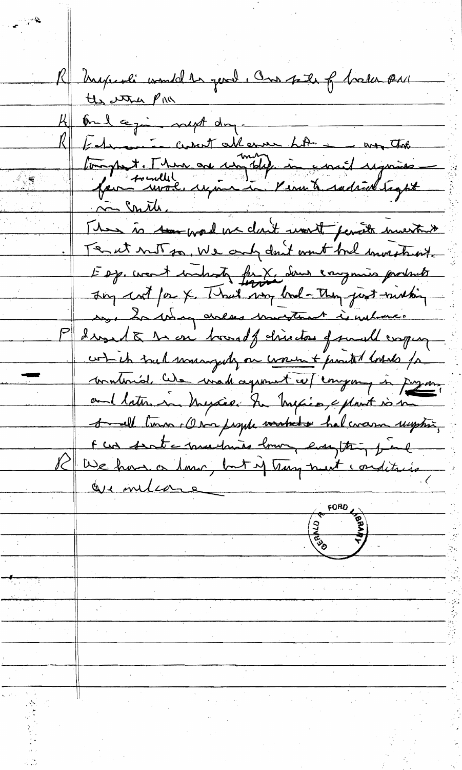R Mexicali would be good. One side of border & all the other P(?)

K And again next day.

R Echeverria(?) went all over LA — was that triumphant. There are many diff. in ~~…~~ social regimes — fairly ~~trouble~~ much regime in Venezuela radical to right in Chile.

There is ~~…~~ word we don't want private investment. That is not so. We only don't want bad investment. Esp. want industry for X. Some companies produce ~~…~~ only [?] for X. That very bad — they just making ~~…~~ money. In many areas investment is welcome.

P I used to be on board of directors of small company which had monopoly on woven & printed labels for material. We made agreement w/ company in Japan and later in Mexico. In Mexico, a plant is in small town. Our people worked & had warm reception, & we sent machines down, everything fine.

R We have a law, but if they meet conditions are welcome.